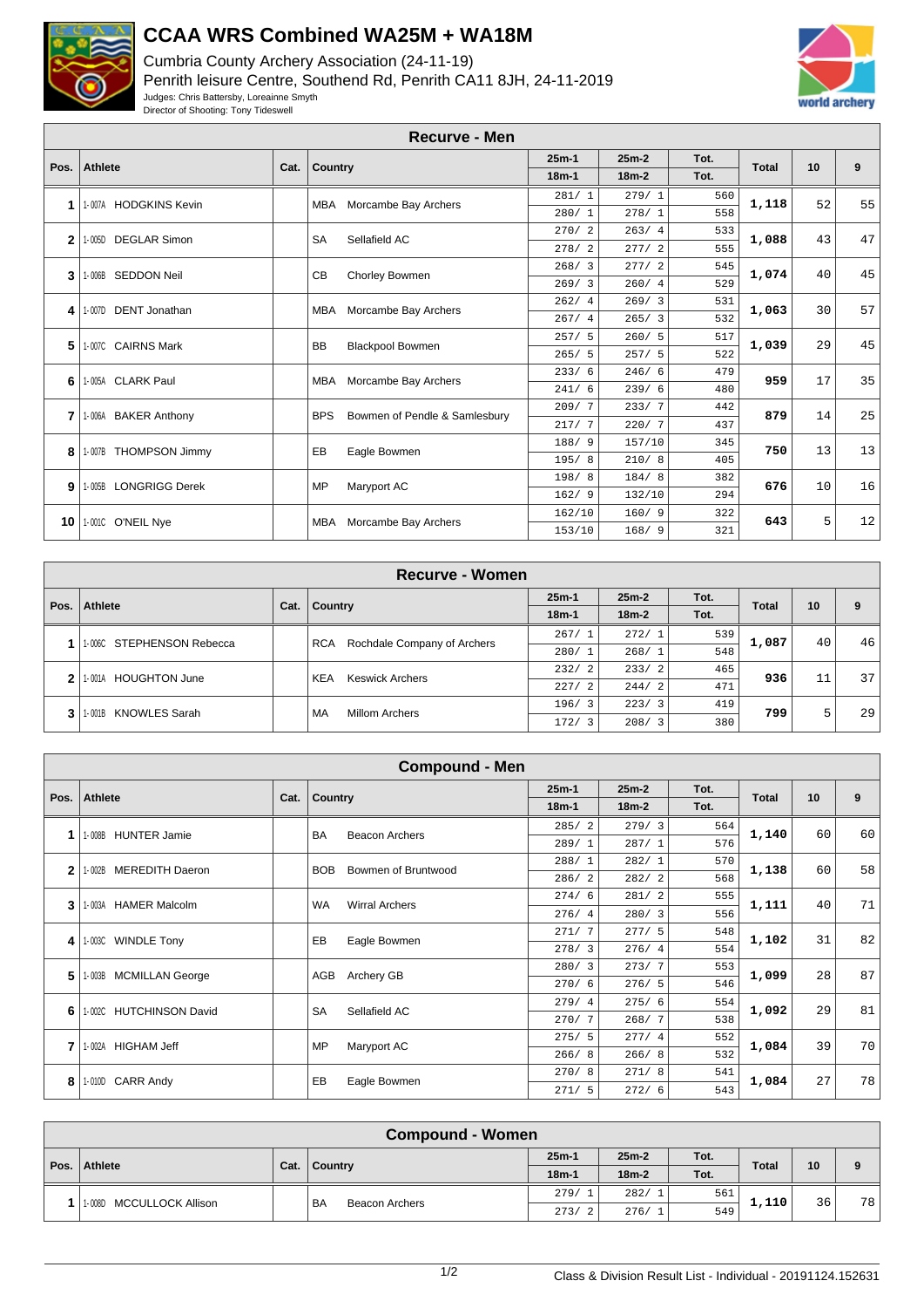# CCAA WRS Combined WA25M + WA18M

Cumbria County Archery Association (24-11-19)

Penrith leisure Centre, Southend Rd, Penrith CA11 8JH, 24-11-2019

Judges: Chris Battersby, Loreainne Smyth

Director of Shooting: Tony Tideswell

## Recurve - Men

| Pos. | Athlete | Cat. | Country | 25m-1 / 18m-1 | 25m-2 / 18m-2 | Tot. / Tot. | Total | 10 | 9 |
|---|---|---|---|---|---|---|---|---|---|
| 1 | 1-007A HODGKINS Kevin | | MBA Morcambe Bay Archers | 281/ 1 | 279/ 1 | 560 | 1,118 | 52 | 55 |
| | | | | 280/ 1 | 278/ 1 | 558 | | | |
| 2 | 1-005D DEGLAR Simon | | SA Sellafield AC | 270/ 2 | 263/ 4 | 533 | 1,088 | 43 | 47 |
| | | | | 278/ 2 | 277/ 2 | 555 | | | |
| 3 | 1-006B SEDDON Neil | | CB Chorley Bowmen | 268/ 3 | 277/ 2 | 545 | 1,074 | 40 | 45 |
| | | | | 269/ 3 | 260/ 4 | 529 | | | |
| 4 | 1-007D DENT Jonathan | | MBA Morcambe Bay Archers | 262/ 4 | 269/ 3 | 531 | 1,063 | 30 | 57 |
| | | | | 267/ 4 | 265/ 3 | 532 | | | |
| 5 | 1-007C CAIRNS Mark | | BB Blackpool Bowmen | 257/ 5 | 260/ 5 | 517 | 1,039 | 29 | 45 |
| | | | | 265/ 5 | 257/ 5 | 522 | | | |
| 6 | 1-005A CLARK Paul | | MBA Morcambe Bay Archers | 233/ 6 | 246/ 6 | 479 | 959 | 17 | 35 |
| | | | | 241/ 6 | 239/ 6 | 480 | | | |
| 7 | 1-006A BAKER Anthony | | BPS Bowmen of Pendle & Samlesbury | 209/ 7 | 233/ 7 | 442 | 879 | 14 | 25 |
| | | | | 217/ 7 | 220/ 7 | 437 | | | |
| 8 | 1-007B THOMPSON Jimmy | | EB Eagle Bowmen | 188/ 9 | 157/10 | 345 | 750 | 13 | 13 |
| | | | | 195/ 8 | 210/ 8 | 405 | | | |
| 9 | 1-005B LONGRIGG Derek | | MP Maryport AC | 198/ 8 | 184/ 8 | 382 | 676 | 10 | 16 |
| | | | | 162/ 9 | 132/10 | 294 | | | |
| 10 | 1-001C O'NEIL Nye | | MBA Morcambe Bay Archers | 162/10 | 160/ 9 | 322 | 643 | 5 | 12 |
| | | | | 153/10 | 168/ 9 | 321 | | | |

## Recurve - Women

| Pos. | Athlete | Cat. | Country | 25m-1 / 18m-1 | 25m-2 / 18m-2 | Tot. / Tot. | Total | 10 | 9 |
|---|---|---|---|---|---|---|---|---|---|
| 1 | 1-006C STEPHENSON Rebecca | | RCA Rochdale Company of Archers | 267/ 1 | 272/ 1 | 539 | 1,087 | 40 | 46 |
| | | | | 280/ 1 | 268/ 1 | 548 | | | |
| 2 | 1-001A HOUGHTON June | | KEA Keswick Archers | 232/ 2 | 233/ 2 | 465 | 936 | 11 | 37 |
| | | | | 227/ 2 | 244/ 2 | 471 | | | |
| 3 | 1-001B KNOWLES Sarah | | MA Millom Archers | 196/ 3 | 223/ 3 | 419 | 799 | 5 | 29 |
| | | | | 172/ 3 | 208/ 3 | 380 | | | |

## Compound - Men

| Pos. | Athlete | Cat. | Country | 25m-1 / 18m-1 | 25m-2 / 18m-2 | Tot. / Tot. | Total | 10 | 9 |
|---|---|---|---|---|---|---|---|---|---|
| 1 | 1-008B HUNTER Jamie | | BA Beacon Archers | 285/ 2 | 279/ 3 | 564 | 1,140 | 60 | 60 |
| | | | | 289/ 1 | 287/ 1 | 576 | | | |
| 2 | 1-002B MEREDITH Daeron | | BOB Bowmen of Bruntwood | 288/ 1 | 282/ 1 | 570 | 1,138 | 60 | 58 |
| | | | | 286/ 2 | 282/ 2 | 568 | | | |
| 3 | 1-003A HAMER Malcolm | | WA Wirral Archers | 274/ 6 | 281/ 2 | 555 | 1,111 | 40 | 71 |
| | | | | 276/ 4 | 280/ 3 | 556 | | | |
| 4 | 1-003C WINDLE Tony | | EB Eagle Bowmen | 271/ 7 | 277/ 5 | 548 | 1,102 | 31 | 82 |
| | | | | 278/ 3 | 276/ 4 | 554 | | | |
| 5 | 1-003B MCMILLAN George | | AGB Archery GB | 280/ 3 | 273/ 7 | 553 | 1,099 | 28 | 87 |
| | | | | 270/ 6 | 276/ 5 | 546 | | | |
| 6 | 1-002C HUTCHINSON David | | SA Sellafield AC | 279/ 4 | 275/ 6 | 554 | 1,092 | 29 | 81 |
| | | | | 270/ 7 | 268/ 7 | 538 | | | |
| 7 | 1-002A HIGHAM Jeff | | MP Maryport AC | 275/ 5 | 277/ 4 | 552 | 1,084 | 39 | 70 |
| | | | | 266/ 8 | 266/ 8 | 532 | | | |
| 8 | 1-010D CARR Andy | | EB Eagle Bowmen | 270/ 8 | 271/ 8 | 541 | 1,084 | 27 | 78 |
| | | | | 271/ 5 | 272/ 6 | 543 | | | |

## Compound - Women

| Pos. | Athlete | Cat. | Country | 25m-1 / 18m-1 | 25m-2 / 18m-2 | Tot. / Tot. | Total | 10 | 9 |
|---|---|---|---|---|---|---|---|---|---|
| 1 | 1-008D MCCULLOCK Allison | | BA Beacon Archers | 279/ 1 | 282/ 1 | 561 | 1,110 | 36 | 78 |
| | | | | 273/ 2 | 276/ 1 | 549 | | | |

Class & Division Result List - Individual - 20191124.152631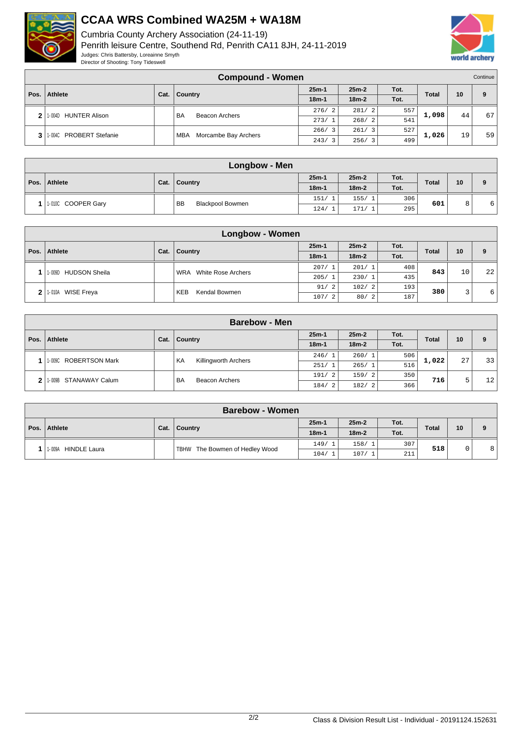# CCAA WRS Combined WA25M + WA18M

Cumbria County Association (24-11-19)

Penrith leisure Centre, Southend Rd, Penrith CA11 8JH, 24-11-2019

Judges: Chris Battersby, Loreainne Smyth

Director of Shooting: Tony Tideswell

## Compound - Women

Continue

| Pos. | Athlete | Cat. | Country | 25m-1 / 18m-1 | 25m-2 / 18m-2 | Tot. | Total | 10 | 9 |
|---|---|---|---|---|---|---|---|---|---|
| 2 | 1-004D HUNTER Alison | | BA Beacon Archers | 276/ 2 | 281/ 2 | 557 | 1,098 | 44 | 67 |
| | | | | 273/ 1 | 268/ 2 | 541 | | | |
| 3 | 1-004C PROBERT Stefanie | | MBA Morcambe Bay Archers | 266/ 3 | 261/ 3 | 527 | 1,026 | 19 | 59 |
| | | | | 243/ 3 | 256/ 3 | 499 | | | |

## Longbow - Men

| Pos. | Athlete | Cat. | Country | 25m-1 / 18m-1 | 25m-2 / 18m-2 | Tot. | Total | 10 | 9 |
|---|---|---|---|---|---|---|---|---|---|
| 1 | 1-010C COOPER Gary | | BB Blackpool Bowmen | 151/ 1 | 155/ 1 | 306 | 601 | 8 | 6 |
| | | | | 124/ 1 | 171/ 1 | 295 | | | |

## Longbow - Women

| Pos. | Athlete | Cat. | Country | 25m-1 / 18m-1 | 25m-2 / 18m-2 | Tot. | Total | 10 | 9 |
|---|---|---|---|---|---|---|---|---|---|
| 1 | 1-009D HUDSON Sheila | | WRA White Rose Archers | 207/ 1 | 201/ 1 | 408 | 843 | 10 | 22 |
| | | | | 205/ 1 | 230/ 1 | 435 | | | |
| 2 | 1-010A WISE Freya | | KEB Kendal Bowmen | 91/ 2 | 102/ 2 | 193 | 380 | 3 | 6 |
| | | | | 107/ 2 | 80/ 2 | 187 | | | |

## Barebow - Men

| Pos. | Athlete | Cat. | Country | 25m-1 / 18m-1 | 25m-2 / 18m-2 | Tot. | Total | 10 | 9 |
|---|---|---|---|---|---|---|---|---|---|
| 1 | 1-009C ROBERTSON Mark | | KA Killingworth Archers | 246/ 1 | 260/ 1 | 506 | 1,022 | 27 | 33 |
| | | | | 251/ 1 | 265/ 1 | 516 | | | |
| 2 | 1-009B STANAWAY Calum | | BA Beacon Archers | 191/ 2 | 159/ 2 | 350 | 716 | 5 | 12 |
| | | | | 184/ 2 | 182/ 2 | 366 | | | |

## Barebow - Women

| Pos. | Athlete | Cat. | Country | 25m-1 / 18m-1 | 25m-2 / 18m-2 | Tot. | Total | 10 | 9 |
|---|---|---|---|---|---|---|---|---|---|
| 1 | 1-009A HINDLE Laura | | TBHW The Bowmen of Hedley Wood | 149/ 1 | 158/ 1 | 307 | 518 | 0 | 8 |
| | | | | 104/ 1 | 107/ 1 | 211 | | | |

Class & Division Result List - Individual - 20191124.152631